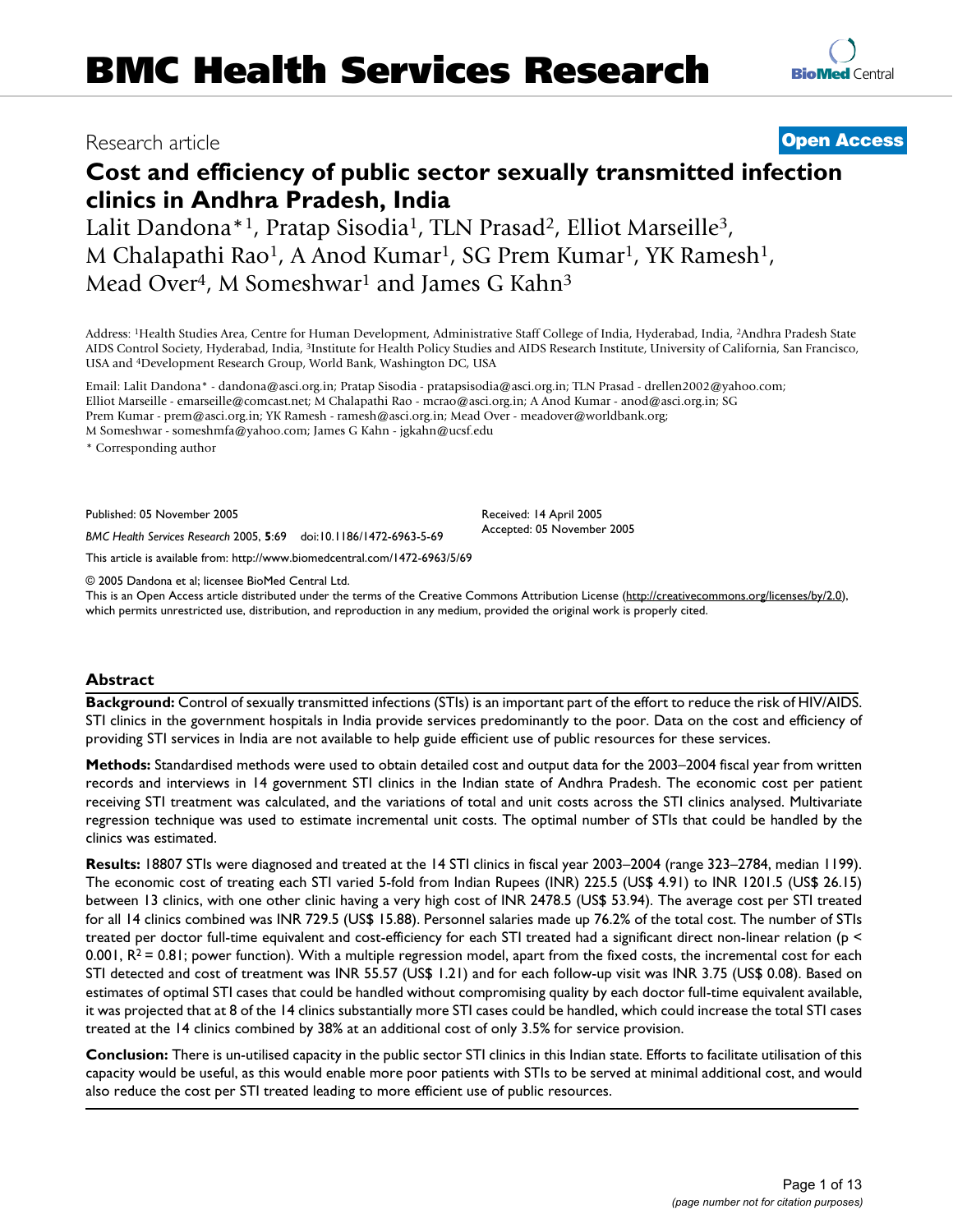# BMC Health Services Research

Research article

**Open Access**

# Cost and efficiency of public sector sexually transmitted infection clinics in Andhra Pradesh, India

Lalit Dandona*[1], Pratap Sisodia[1], TLN Prasad[2], Elliot Marseille[3], M Chalapathi Rao[1], A Anod Kumar[1], SG Prem Kumar[1], YK Ramesh[1], Mead Over[4], M Someshwar[1] and James G Kahn[3]

Address: [1]Health Studies Area, Centre for Human Development, Administrative Staff College of India, Hyderabad, India, [2]Andhra Pradesh State AIDS Control Society, Hyderabad, India, [3]Institute for Health Policy Studies and AIDS Research Institute, University of California, San Francisco, USA and [4]Development Research Group, World Bank, Washington DC, USA

Email: Lalit Dandona* - dandona@asci.org.in; Pratap Sisodia - pratapsisodia@asci.org.in; TLN Prasad - drellen2002@yahoo.com; Elliot Marseille - emarseille@comcast.net; M Chalapathi Rao - mcrao@asci.org.in; A Anod Kumar - anod@asci.org.in; SG Prem Kumar - prem@asci.org.in; YK Ramesh - ramesh@asci.org.in; Mead Over - meadover@worldbank.org; M Someshwar - someshmfa@yahoo.com; James G Kahn - jgkahn@ucsf.edu

* Corresponding author

Published: 05 November 2005

*BMC Health Services Research* 2005, **5**:69 doi:10.1186/1472-6963-5-69

Received: 14 April 2005
Accepted: 05 November 2005

This article is available from: http://www.biomedcentral.com/1472-6963/5/69

© 2005 Dandona et al; licensee BioMed Central Ltd.
This is an Open Access article distributed under the terms of the Creative Commons Attribution License (http://creativecommons.org/licenses/by/2.0), which permits unrestricted use, distribution, and reproduction in any medium, provided the original work is properly cited.

## Abstract

**Background:** Control of sexually transmitted infections (STIs) is an important part of the effort to reduce the risk of HIV/AIDS. STI clinics in the government hospitals in India provide services predominantly to the poor. Data on the cost and efficiency of providing STI services in India are not available to help guide efficient use of public resources for these services.

**Methods:** Standardised methods were used to obtain detailed cost and output data for the 2003–2004 fiscal year from written records and interviews in 14 government STI clinics in the Indian state of Andhra Pradesh. The economic cost per patient receiving STI treatment was calculated, and the variations of total and unit costs across the STI clinics analysed. Multivariate regression technique was used to estimate incremental unit costs. The optimal number of STIs that could be handled by the clinics was estimated.

**Results:** 18807 STIs were diagnosed and treated at the 14 STI clinics in fiscal year 2003–2004 (range 323–2784, median 1199). The economic cost of treating each STI varied 5-fold from Indian Rupees (INR) 225.5 (US$ 4.91) to INR 1201.5 (US$ 26.15) between 13 clinics, with one other clinic having a very high cost of INR 2478.5 (US$ 53.94). The average cost per STI treated for all 14 clinics combined was INR 729.5 (US$ 15.88). Personnel salaries made up 76.2% of the total cost. The number of STIs treated per doctor full-time equivalent and cost-efficiency for each STI treated had a significant direct non-linear relation ($p < 0.001$, $R^2 = 0.81$; power function). With a multiple regression model, apart from the fixed costs, the incremental cost for each STI detected and cost of treatment was INR 55.57 (US$ 1.21) and for each follow-up visit was INR 3.75 (US$ 0.08). Based on estimates of optimal STI cases that could be handled without compromising quality by each doctor full-time equivalent available, it was projected that at 8 of the 14 clinics substantially more STI cases could be handled, which could increase the total STI cases treated at the 14 clinics combined by 38% at an additional cost of only 3.5% for service provision.

**Conclusion:** There is un-utilised capacity in the public sector STI clinics in this Indian state. Efforts to facilitate utilisation of this capacity would be useful, as this would enable more poor patients with STIs to be served at minimal additional cost, and would also reduce the cost per STI treated leading to more efficient use of public resources.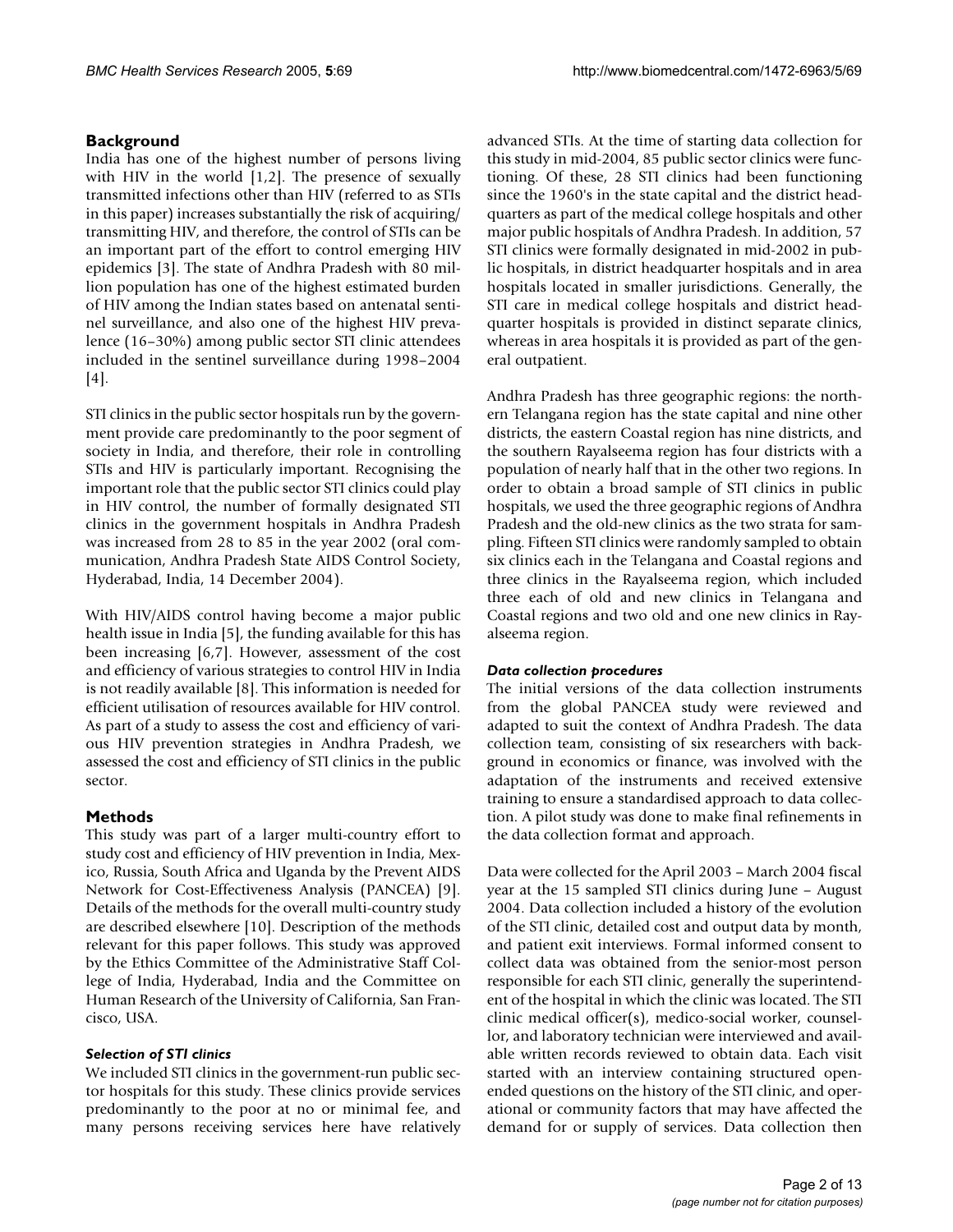## Background

India has one of the highest number of persons living with HIV in the world [1,2]. The presence of sexually transmitted infections other than HIV (referred to as STIs in this paper) increases substantially the risk of acquiring/ transmitting HIV, and therefore, the control of STIs can be an important part of the effort to control emerging HIV epidemics [3]. The state of Andhra Pradesh with 80 million population has one of the highest estimated burden of HIV among the Indian states based on antenatal sentinel surveillance, and also one of the highest HIV prevalence (16–30%) among public sector STI clinic attendees included in the sentinel surveillance during 1998–2004 [4].

STI clinics in the public sector hospitals run by the government provide care predominantly to the poor segment of society in India, and therefore, their role in controlling STIs and HIV is particularly important. Recognising the important role that the public sector STI clinics could play in HIV control, the number of formally designated STI clinics in the government hospitals in Andhra Pradesh was increased from 28 to 85 in the year 2002 (oral communication, Andhra Pradesh State AIDS Control Society, Hyderabad, India, 14 December 2004).

With HIV/AIDS control having become a major public health issue in India [5], the funding available for this has been increasing [6,7]. However, assessment of the cost and efficiency of various strategies to control HIV in India is not readily available [8]. This information is needed for efficient utilisation of resources available for HIV control. As part of a study to assess the cost and efficiency of various HIV prevention strategies in Andhra Pradesh, we assessed the cost and efficiency of STI clinics in the public sector.

## Methods

This study was part of a larger multi-country effort to study cost and efficiency of HIV prevention in India, Mexico, Russia, South Africa and Uganda by the Prevent AIDS Network for Cost-Effectiveness Analysis (PANCEA) [9]. Details of the methods for the overall multi-country study are described elsewhere [10]. Description of the methods relevant for this paper follows. This study was approved by the Ethics Committee of the Administrative Staff College of India, Hyderabad, India and the Committee on Human Research of the University of California, San Francisco, USA.

### *Selection of STI clinics*

We included STI clinics in the government-run public sector hospitals for this study. These clinics provide services predominantly to the poor at no or minimal fee, and many persons receiving services here have relatively advanced STIs. At the time of starting data collection for this study in mid-2004, 85 public sector clinics were functioning. Of these, 28 STI clinics had been functioning since the 1960's in the state capital and the district headquarters as part of the medical college hospitals and other major public hospitals of Andhra Pradesh. In addition, 57 STI clinics were formally designated in mid-2002 in public hospitals, in district headquarter hospitals and in area hospitals located in smaller jurisdictions. Generally, the STI care in medical college hospitals and district headquarter hospitals is provided in distinct separate clinics, whereas in area hospitals it is provided as part of the general outpatient.

Andhra Pradesh has three geographic regions: the northern Telangana region has the state capital and nine other districts, the eastern Coastal region has nine districts, and the southern Rayalseema region has four districts with a population of nearly half that in the other two regions. In order to obtain a broad sample of STI clinics in public hospitals, we used the three geographic regions of Andhra Pradesh and the old-new clinics as the two strata for sampling. Fifteen STI clinics were randomly sampled to obtain six clinics each in the Telangana and Coastal regions and three clinics in the Rayalseema region, which included three each of old and new clinics in Telangana and Coastal regions and two old and one new clinics in Rayalseema region.

### *Data collection procedures*

The initial versions of the data collection instruments from the global PANCEA study were reviewed and adapted to suit the context of Andhra Pradesh. The data collection team, consisting of six researchers with background in economics or finance, was involved with the adaptation of the instruments and received extensive training to ensure a standardised approach to data collection. A pilot study was done to make final refinements in the data collection format and approach.

Data were collected for the April 2003 – March 2004 fiscal year at the 15 sampled STI clinics during June – August 2004. Data collection included a history of the evolution of the STI clinic, detailed cost and output data by month, and patient exit interviews. Formal informed consent to collect data was obtained from the senior-most person responsible for each STI clinic, generally the superintendent of the hospital in which the clinic was located. The STI clinic medical officer(s), medico-social worker, counsellor, and laboratory technician were interviewed and available written records reviewed to obtain data. Each visit started with an interview containing structured open-ended questions on the history of the STI clinic, and operational or community factors that may have affected the demand for or supply of services. Data collection then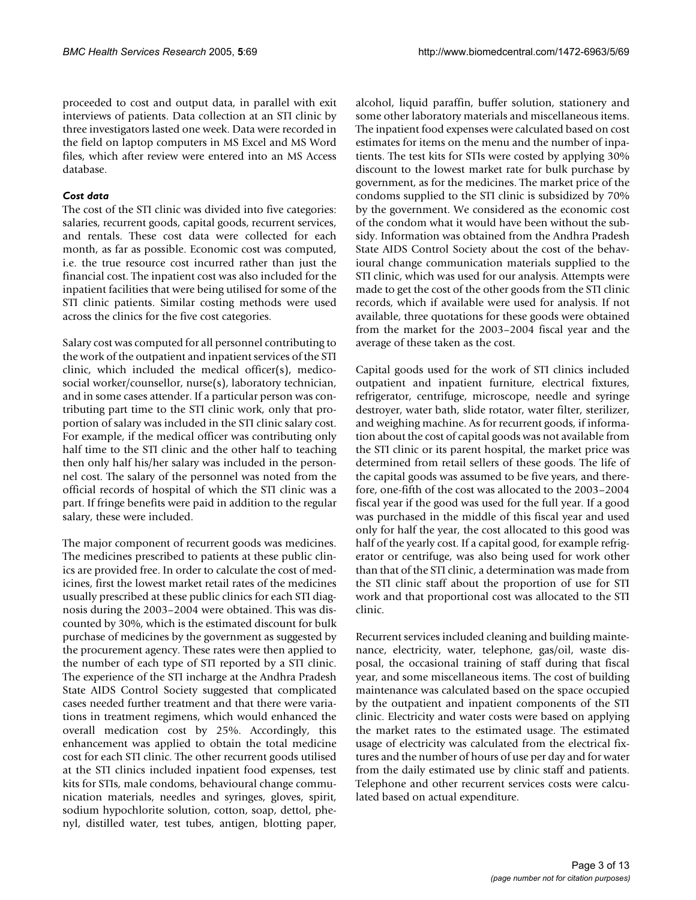proceeded to cost and output data, in parallel with exit interviews of patients. Data collection at an STI clinic by three investigators lasted one week. Data were recorded in the field on laptop computers in MS Excel and MS Word files, which after review were entered into an MS Access database.

### *Cost data*

The cost of the STI clinic was divided into five categories: salaries, recurrent goods, capital goods, recurrent services, and rentals. These cost data were collected for each month, as far as possible. Economic cost was computed, i.e. the true resource cost incurred rather than just the financial cost. The inpatient cost was also included for the inpatient facilities that were being utilised for some of the STI clinic patients. Similar costing methods were used across the clinics for the five cost categories.

Salary cost was computed for all personnel contributing to the work of the outpatient and inpatient services of the STI clinic, which included the medical officer(s), medico-social worker/counsellor, nurse(s), laboratory technician, and in some cases attender. If a particular person was contributing part time to the STI clinic work, only that proportion of salary was included in the STI clinic salary cost. For example, if the medical officer was contributing only half time to the STI clinic and the other half to teaching then only half his/her salary was included in the personnel cost. The salary of the personnel was noted from the official records of hospital of which the STI clinic was a part. If fringe benefits were paid in addition to the regular salary, these were included.

The major component of recurrent goods was medicines. The medicines prescribed to patients at these public clinics are provided free. In order to calculate the cost of medicines, first the lowest market retail rates of the medicines usually prescribed at these public clinics for each STI diagnosis during the 2003–2004 were obtained. This was discounted by 30%, which is the estimated discount for bulk purchase of medicines by the government as suggested by the procurement agency. These rates were then applied to the number of each type of STI reported by a STI clinic. The experience of the STI incharge at the Andhra Pradesh State AIDS Control Society suggested that complicated cases needed further treatment and that there were variations in treatment regimens, which would enhanced the overall medication cost by 25%. Accordingly, this enhancement was applied to obtain the total medicine cost for each STI clinic. The other recurrent goods utilised at the STI clinics included inpatient food expenses, test kits for STIs, male condoms, behavioural change communication materials, needles and syringes, gloves, spirit, sodium hypochlorite solution, cotton, soap, dettol, phenyl, distilled water, test tubes, antigen, blotting paper, alcohol, liquid paraffin, buffer solution, stationery and some other laboratory materials and miscellaneous items. The inpatient food expenses were calculated based on cost estimates for items on the menu and the number of inpatients. The test kits for STIs were costed by applying 30% discount to the lowest market rate for bulk purchase by government, as for the medicines. The market price of the condoms supplied to the STI clinic is subsidized by 70% by the government. We considered as the economic cost of the condom what it would have been without the subsidy. Information was obtained from the Andhra Pradesh State AIDS Control Society about the cost of the behavioural change communication materials supplied to the STI clinic, which was used for our analysis. Attempts were made to get the cost of the other goods from the STI clinic records, which if available were used for analysis. If not available, three quotations for these goods were obtained from the market for the 2003–2004 fiscal year and the average of these taken as the cost.

Capital goods used for the work of STI clinics included outpatient and inpatient furniture, electrical fixtures, refrigerator, centrifuge, microscope, needle and syringe destroyer, water bath, slide rotator, water filter, sterilizer, and weighing machine. As for recurrent goods, if information about the cost of capital goods was not available from the STI clinic or its parent hospital, the market price was determined from retail sellers of these goods. The life of the capital goods was assumed to be five years, and therefore, one-fifth of the cost was allocated to the 2003–2004 fiscal year if the good was used for the full year. If a good was purchased in the middle of this fiscal year and used only for half the year, the cost allocated to this good was half of the yearly cost. If a capital good, for example refrigerator or centrifuge, was also being used for work other than that of the STI clinic, a determination was made from the STI clinic staff about the proportion of use for STI work and that proportional cost was allocated to the STI clinic.

Recurrent services included cleaning and building maintenance, electricity, water, telephone, gas/oil, waste disposal, the occasional training of staff during that fiscal year, and some miscellaneous items. The cost of building maintenance was calculated based on the space occupied by the outpatient and inpatient components of the STI clinic. Electricity and water costs were based on applying the market rates to the estimated usage. The estimated usage of electricity was calculated from the electrical fixtures and the number of hours of use per day and for water from the daily estimated use by clinic staff and patients. Telephone and other recurrent services costs were calculated based on actual expenditure.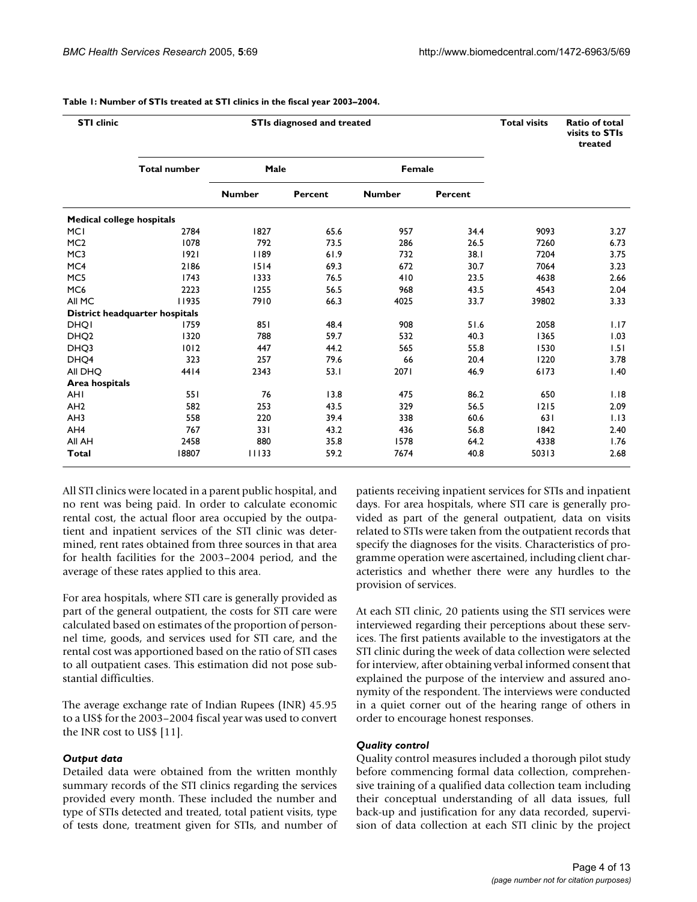**Table 1: Number of STIs treated at STI clinics in the fiscal year 2003–2004.**

| STI clinic | STIs diagnosed and treated | | | | | Total visits | Ratio of total visits to STIs treated |
|---|---|---|---|---|---|---|---|
| | Total number | Male | | Female | | | |
| | | Number | Percent | Number | Percent | | |
| **Medical college hospitals** | | | | | | | |
| MC1 | 2784 | 1827 | 65.6 | 957 | 34.4 | 9093 | 3.27 |
| MC2 | 1078 | 792 | 73.5 | 286 | 26.5 | 7260 | 6.73 |
| MC3 | 1921 | 1189 | 61.9 | 732 | 38.1 | 7204 | 3.75 |
| MC4 | 2186 | 1514 | 69.3 | 672 | 30.7 | 7064 | 3.23 |
| MC5 | 1743 | 1333 | 76.5 | 410 | 23.5 | 4638 | 2.66 |
| MC6 | 2223 | 1255 | 56.5 | 968 | 43.5 | 4543 | 2.04 |
| All MC | 11935 | 7910 | 66.3 | 4025 | 33.7 | 39802 | 3.33 |
| **District headquarter hospitals** | | | | | | | |
| DHQ1 | 1759 | 851 | 48.4 | 908 | 51.6 | 2058 | 1.17 |
| DHQ2 | 1320 | 788 | 59.7 | 532 | 40.3 | 1365 | 1.03 |
| DHQ3 | 1012 | 447 | 44.2 | 565 | 55.8 | 1530 | 1.51 |
| DHQ4 | 323 | 257 | 79.6 | 66 | 20.4 | 1220 | 3.78 |
| All DHQ | 4414 | 2343 | 53.1 | 2071 | 46.9 | 6173 | 1.40 |
| **Area hospitals** | | | | | | | |
| AH1 | 551 | 76 | 13.8 | 475 | 86.2 | 650 | 1.18 |
| AH2 | 582 | 253 | 43.5 | 329 | 56.5 | 1215 | 2.09 |
| AH3 | 558 | 220 | 39.4 | 338 | 60.6 | 631 | 1.13 |
| AH4 | 767 | 331 | 43.2 | 436 | 56.8 | 1842 | 2.40 |
| All AH | 2458 | 880 | 35.8 | 1578 | 64.2 | 4338 | 1.76 |
| **Total** | 18807 | 11133 | 59.2 | 7674 | 40.8 | 50313 | 2.68 |

All STI clinics were located in a parent public hospital, and no rent was being paid. In order to calculate economic rental cost, the actual floor area occupied by the outpatient and inpatient services of the STI clinic was determined, rent rates obtained from three sources in that area for health facilities for the 2003–2004 period, and the average of these rates applied to this area.

For area hospitals, where STI care is generally provided as part of the general outpatient, the costs for STI care were calculated based on estimates of the proportion of personnel time, goods, and services used for STI care, and the rental cost was apportioned based on the ratio of STI cases to all outpatient cases. This estimation did not pose substantial difficulties.

The average exchange rate of Indian Rupees (INR) 45.95 to a US$ for the 2003–2004 fiscal year was used to convert the INR cost to US$ [11].

### *Output data*

Detailed data were obtained from the written monthly summary records of the STI clinics regarding the services provided every month. These included the number and type of STIs detected and treated, total patient visits, type of tests done, treatment given for STIs, and number of patients receiving inpatient services for STIs and inpatient days. For area hospitals, where STI care is generally provided as part of the general outpatient, data on visits related to STIs were taken from the outpatient records that specify the diagnoses for the visits. Characteristics of programme operation were ascertained, including client characteristics and whether there were any hurdles to the provision of services.

At each STI clinic, 20 patients using the STI services were interviewed regarding their perceptions about these services. The first patients available to the investigators at the STI clinic during the week of data collection were selected for interview, after obtaining verbal informed consent that explained the purpose of the interview and assured anonymity of the respondent. The interviews were conducted in a quiet corner out of the hearing range of others in order to encourage honest responses.

### *Quality control*

Quality control measures included a thorough pilot study before commencing formal data collection, comprehensive training of a qualified data collection team including their conceptual understanding of all data issues, full back-up and justification for any data recorded, supervision of data collection at each STI clinic by the project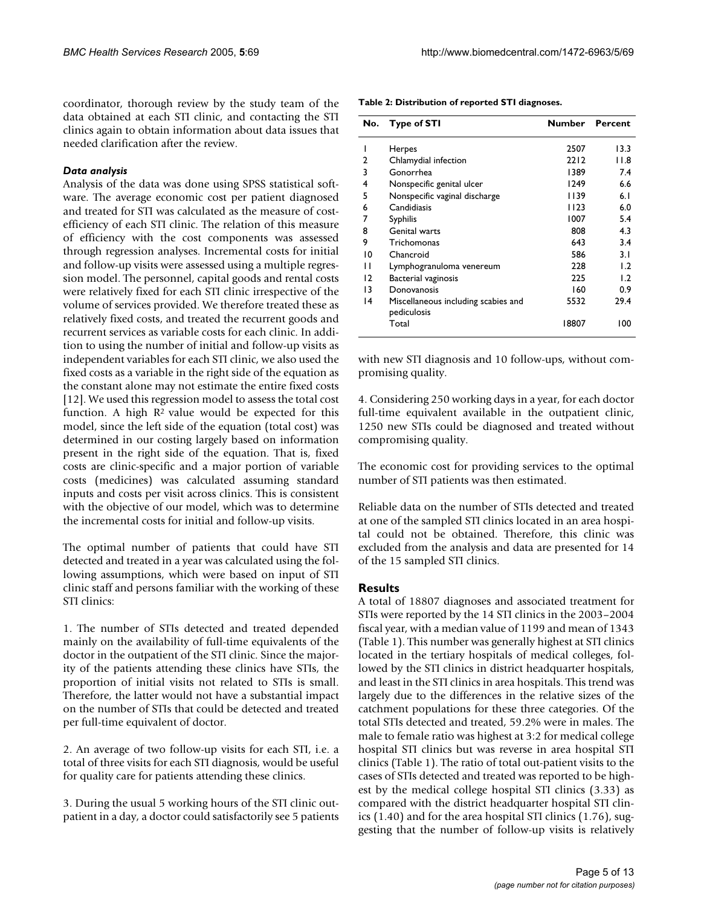coordinator, thorough review by the study team of the data obtained at each STI clinic, and contacting the STI clinics again to obtain information about data issues that needed clarification after the review.

### *Data analysis*

Analysis of the data was done using SPSS statistical software. The average economic cost per patient diagnosed and treated for STI was calculated as the measure of cost-efficiency of each STI clinic. The relation of this measure of efficiency with the cost components was assessed through regression analyses. Incremental costs for initial and follow-up visits were assessed using a multiple regression model. The personnel, capital goods and rental costs were relatively fixed for each STI clinic irrespective of the volume of services provided. We therefore treated these as relatively fixed costs, and treated the recurrent goods and recurrent services as variable costs for each clinic. In addition to using the number of initial and follow-up visits as independent variables for each STI clinic, we also used the fixed costs as a variable in the right side of the equation as the constant alone may not estimate the entire fixed costs [12]. We used this regression model to assess the total cost function. A high $R^2$ value would be expected for this model, since the left side of the equation (total cost) was determined in our costing largely based on information present in the right side of the equation. That is, fixed costs are clinic-specific and a major portion of variable costs (medicines) was calculated assuming standard inputs and costs per visit across clinics. This is consistent with the objective of our model, which was to determine the incremental costs for initial and follow-up visits.

The optimal number of patients that could have STI detected and treated in a year was calculated using the following assumptions, which were based on input of STI clinic staff and persons familiar with the working of these STI clinics:

1. The number of STIs detected and treated depended mainly on the availability of full-time equivalents of the doctor in the outpatient of the STI clinic. Since the majority of the patients attending these clinics have STIs, the proportion of initial visits not related to STIs is small. Therefore, the latter would not have a substantial impact on the number of STIs that could be detected and treated per full-time equivalent of doctor.

2. An average of two follow-up visits for each STI, i.e. a total of three visits for each STI diagnosis, would be useful for quality care for patients attending these clinics.

3. During the usual 5 working hours of the STI clinic outpatient in a day, a doctor could satisfactorily see 5 patients with new STI diagnosis and 10 follow-ups, without compromising quality.

4. Considering 250 working days in a year, for each doctor full-time equivalent available in the outpatient clinic, 1250 new STIs could be diagnosed and treated without compromising quality.

The economic cost for providing services to the optimal number of STI patients was then estimated.

Reliable data on the number of STIs detected and treated at one of the sampled STI clinics located in an area hospital could not be obtained. Therefore, this clinic was excluded from the analysis and data are presented for 14 of the 15 sampled STI clinics.

**Table 2: Distribution of reported STI diagnoses.**

| No. | Type of STI | Number | Percent |
|---|---|---|---|
| 1 | Herpes | 2507 | 13.3 |
| 2 | Chlamydial infection | 2212 | 11.8 |
| 3 | Gonorrhea | 1389 | 7.4 |
| 4 | Nonspecific genital ulcer | 1249 | 6.6 |
| 5 | Nonspecific vaginal discharge | 1139 | 6.1 |
| 6 | Candidiasis | 1123 | 6.0 |
| 7 | Syphilis | 1007 | 5.4 |
| 8 | Genital warts | 808 | 4.3 |
| 9 | Trichomonas | 643 | 3.4 |
| 10 | Chancroid | 586 | 3.1 |
| 11 | Lymphogranuloma venereum | 228 | 1.2 |
| 12 | Bacterial vaginosis | 225 | 1.2 |
| 13 | Donovanosis | 160 | 0.9 |
| 14 | Miscellaneous including scabies and pediculosis | 5532 | 29.4 |
| | Total | 18807 | 100 |

## Results

A total of 18807 diagnoses and associated treatment for STIs were reported by the 14 STI clinics in the 2003–2004 fiscal year, with a median value of 1199 and mean of 1343 (Table 1). This number was generally highest at STI clinics located in the tertiary hospitals of medical colleges, followed by the STI clinics in district headquarter hospitals, and least in the STI clinics in area hospitals. This trend was largely due to the differences in the relative sizes of the catchment populations for these three categories. Of the total STIs detected and treated, 59.2% were in males. The male to female ratio was highest at 3:2 for medical college hospital STI clinics but was reverse in area hospital STI clinics (Table 1). The ratio of total out-patient visits to the cases of STIs detected and treated was reported to be highest by the medical college hospital STI clinics (3.33) as compared with the district headquarter hospital STI clinics (1.40) and for the area hospital STI clinics (1.76), suggesting that the number of follow-up visits is relatively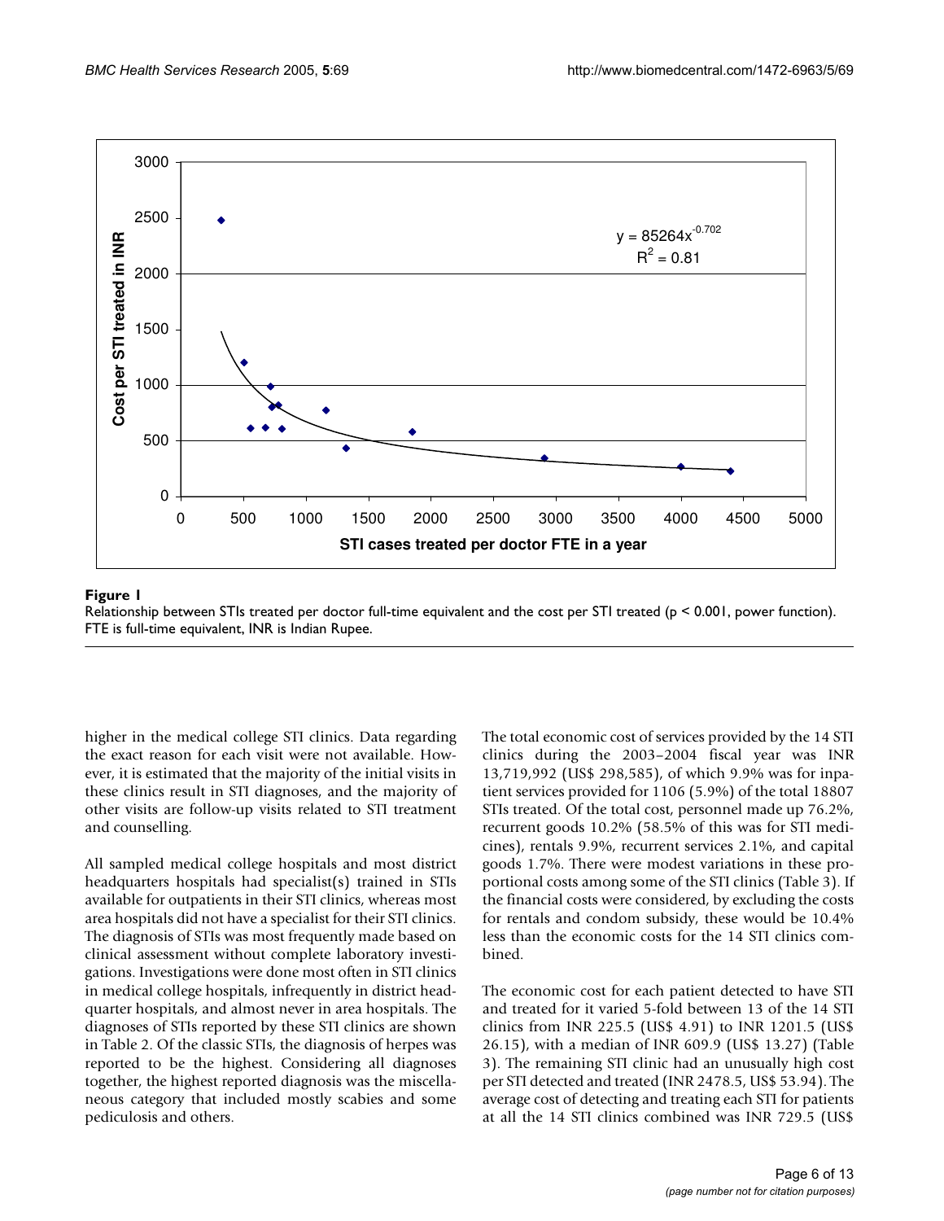**Figure 1**

Relationship between STIs treated per doctor full-time equivalent and the cost per STI treated ($p < 0.001$, power function). FTE is full-time equivalent, INR is Indian Rupee.

higher in the medical college STI clinics. Data regarding the exact reason for each visit were not available. However, it is estimated that the majority of the initial visits in these clinics result in STI diagnoses, and the majority of other visits are follow-up visits related to STI treatment and counselling.

All sampled medical college hospitals and most district headquarters hospitals had specialist(s) trained in STIs available for outpatients in their STI clinics, whereas most area hospitals did not have a specialist for their STI clinics. The diagnosis of STIs was most frequently made based on clinical assessment without complete laboratory investigations. Investigations were done most often in STI clinics in medical college hospitals, infrequently in district headquarter hospitals, and almost never in area hospitals. The diagnoses of STIs reported by these STI clinics are shown in Table 2. Of the classic STIs, the diagnosis of herpes was reported to be the highest. Considering all diagnoses together, the highest reported diagnosis was the miscellaneous category that included mostly scabies and some pediculosis and others.

The total economic cost of services provided by the 14 STI clinics during the 2003–2004 fiscal year was INR 13,719,992 (US$ 298,585), of which 9.9% was for inpatient services provided for 1106 (5.9%) of the total 18807 STIs treated. Of the total cost, personnel made up 76.2%, recurrent goods 10.2% (58.5% of this was for STI medicines), rentals 9.9%, recurrent services 2.1%, and capital goods 1.7%. There were modest variations in these proportional costs among some of the STI clinics (Table 3). If the financial costs were considered, by excluding the costs for rentals and condom subsidy, these would be 10.4% less than the economic costs for the 14 STI clinics combined.

The economic cost for each patient detected to have STI and treated for it varied 5-fold between 13 of the 14 STI clinics from INR 225.5 (US$ 4.91) to INR 1201.5 (US$ 26.15), with a median of INR 609.9 (US$ 13.27) (Table 3). The remaining STI clinic had an unusually high cost per STI detected and treated (INR 2478.5, US$ 53.94). The average cost of detecting and treating each STI for patients at all the 14 STI clinics combined was INR 729.5 (US$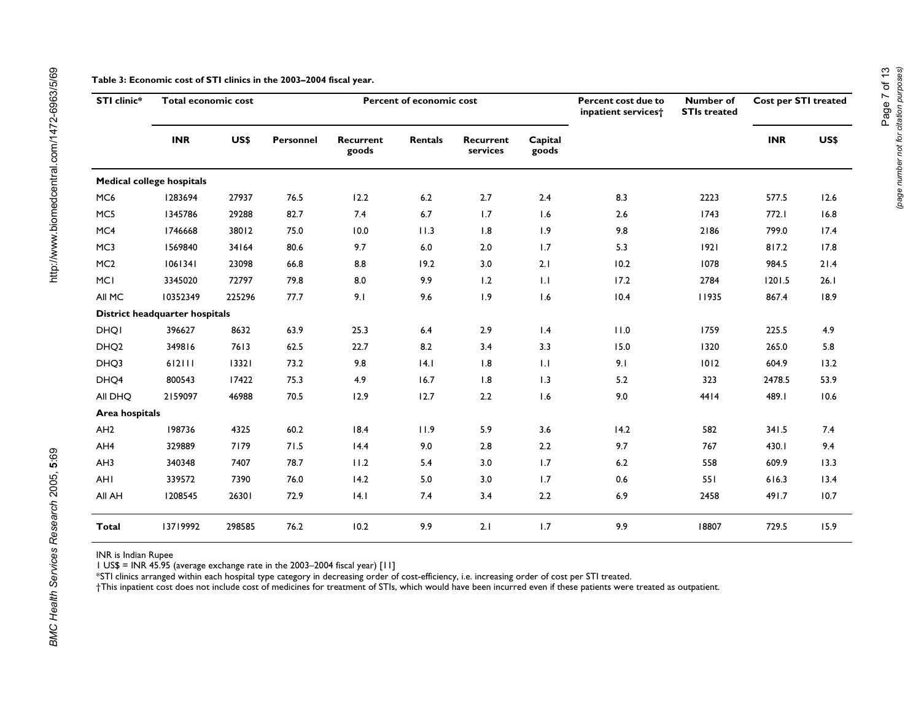**Table 3: Economic cost of STI clinics in the 2003–2004 fiscal year.**

| STI clinic* | Total economic cost | | Percent of economic cost | | | | | Percent cost due to inpatient services† | Number of STIs treated | Cost per STI treated | |
|---|---|---|---|---|---|---|---|---|---|---|---|
| | INR | US$ | Personnel | Recurrent goods | Rentals | Recurrent services | Capital goods | | | INR | US$ |
| **Medical college hospitals** | | | | | | | | | | | |
| MC6 | 1283694 | 27937 | 76.5 | 12.2 | 6.2 | 2.7 | 2.4 | 8.3 | 2223 | 577.5 | 12.6 |
| MC5 | 1345786 | 29288 | 82.7 | 7.4 | 6.7 | 1.7 | 1.6 | 2.6 | 1743 | 772.1 | 16.8 |
| MC4 | 1746668 | 38012 | 75.0 | 10.0 | 11.3 | 1.8 | 1.9 | 9.8 | 2186 | 799.0 | 17.4 |
| MC3 | 1569840 | 34164 | 80.6 | 9.7 | 6.0 | 2.0 | 1.7 | 5.3 | 1921 | 817.2 | 17.8 |
| MC2 | 1061341 | 23098 | 66.8 | 8.8 | 19.2 | 3.0 | 2.1 | 10.2 | 1078 | 984.5 | 21.4 |
| MC1 | 3345020 | 72797 | 79.8 | 8.0 | 9.9 | 1.2 | 1.1 | 17.2 | 2784 | 1201.5 | 26.1 |
| All MC | 10352349 | 225296 | 77.7 | 9.1 | 9.6 | 1.9 | 1.6 | 10.4 | 11935 | 867.4 | 18.9 |
| **District headquarter hospitals** | | | | | | | | | | | |
| DHQ1 | 396627 | 8632 | 63.9 | 25.3 | 6.4 | 2.9 | 1.4 | 11.0 | 1759 | 225.5 | 4.9 |
| DHQ2 | 349816 | 7613 | 62.5 | 22.7 | 8.2 | 3.4 | 3.3 | 15.0 | 1320 | 265.0 | 5.8 |
| DHQ3 | 612111 | 13321 | 73.2 | 9.8 | 14.1 | 1.8 | 1.1 | 9.1 | 1012 | 604.9 | 13.2 |
| DHQ4 | 800543 | 17422 | 75.3 | 4.9 | 16.7 | 1.8 | 1.3 | 5.2 | 323 | 2478.5 | 53.9 |
| All DHQ | 2159097 | 46988 | 70.5 | 12.9 | 12.7 | 2.2 | 1.6 | 9.0 | 4414 | 489.1 | 10.6 |
| **Area hospitals** | | | | | | | | | | | |
| AH2 | 198736 | 4325 | 60.2 | 18.4 | 11.9 | 5.9 | 3.6 | 14.2 | 582 | 341.5 | 7.4 |
| AH4 | 329889 | 7179 | 71.5 | 14.4 | 9.0 | 2.8 | 2.2 | 9.7 | 767 | 430.1 | 9.4 |
| AH3 | 340348 | 7407 | 78.7 | 11.2 | 5.4 | 3.0 | 1.7 | 6.2 | 558 | 609.9 | 13.3 |
| AH1 | 339572 | 7390 | 76.0 | 14.2 | 5.0 | 3.0 | 1.7 | 0.6 | 551 | 616.3 | 13.4 |
| All AH | 1208545 | 26301 | 72.9 | 14.1 | 7.4 | 3.4 | 2.2 | 6.9 | 2458 | 491.7 | 10.7 |
| **Total** | 13719992 | 298585 | 76.2 | 10.2 | 9.9 | 2.1 | 1.7 | 9.9 | 18807 | 729.5 | 15.9 |

INR is Indian Rupee
1 US$ = INR 45.95 (average exchange rate in the 2003–2004 fiscal year) [11]
*STI clinics arranged within each hospital type category in decreasing order of cost-efficiency, i.e. increasing order of cost per STI treated.
†This inpatient cost does not include cost of medicines for treatment of STIs, which would have been incurred even if these patients were treated as outpatient.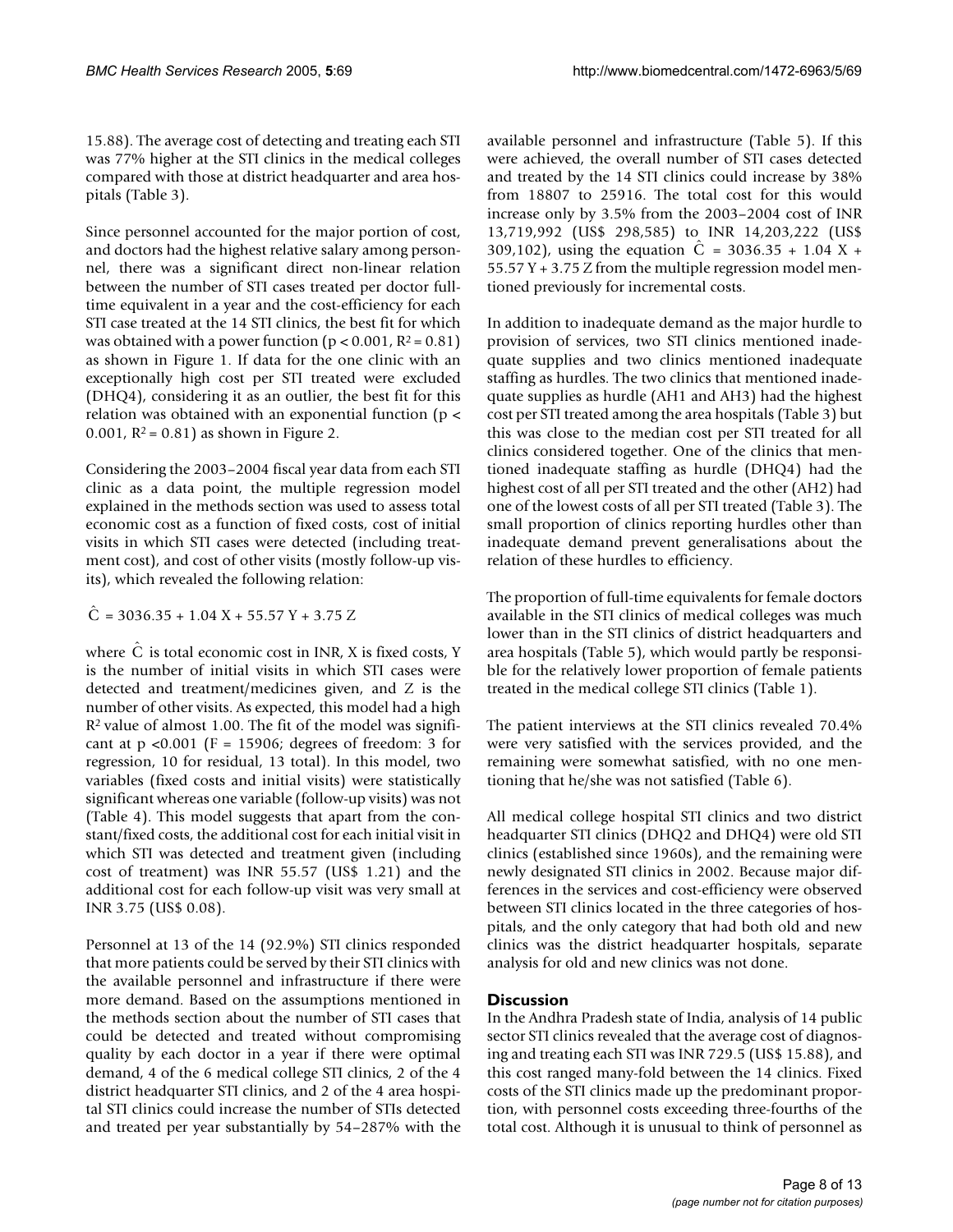15.88). The average cost of detecting and treating each STI was 77% higher at the STI clinics in the medical colleges compared with those at district headquarter and area hospitals (Table 3).

Since personnel accounted for the major portion of cost, and doctors had the highest relative salary among personnel, there was a significant direct non-linear relation between the number of STI cases treated per doctor full-time equivalent in a year and the cost-efficiency for each STI case treated at the 14 STI clinics, the best fit for which was obtained with a power function ($p < 0.001$, $R^2 = 0.81$) as shown in Figure 1. If data for the one clinic with an exceptionally high cost per STI treated were excluded (DHQ4), considering it as an outlier, the best fit for this relation was obtained with an exponential function ($p < 0.001$, $R^2 = 0.81$) as shown in Figure 2.

Considering the 2003–2004 fiscal year data from each STI clinic as a data point, the multiple regression model explained in the methods section was used to assess total economic cost as a function of fixed costs, cost of initial visits in which STI cases were detected (including treatment cost), and cost of other visits (mostly follow-up visits), which revealed the following relation:

$$\hat{C} = 3036.35 + 1.04\,X + 55.57\,Y + 3.75\,Z$$

where $\hat{C}$ is total economic cost in INR, X is fixed costs, Y is the number of initial visits in which STI cases were detected and treatment/medicines given, and Z is the number of other visits. As expected, this model had a high $R^2$ value of almost 1.00. The fit of the model was significant at $p < 0.001$ ($F = 15906$; degrees of freedom: 3 for regression, 10 for residual, 13 total). In this model, two variables (fixed costs and initial visits) were statistically significant whereas one variable (follow-up visits) was not (Table 4). This model suggests that apart from the constant/fixed costs, the additional cost for each initial visit in which STI was detected and treatment given (including cost of treatment) was INR 55.57 (US$ 1.21) and the additional cost for each follow-up visit was very small at INR 3.75 (US$ 0.08).

Personnel at 13 of the 14 (92.9%) STI clinics responded that more patients could be served by their STI clinics with the available personnel and infrastructure if there were more demand. Based on the assumptions mentioned in the methods section about the number of STI cases that could be detected and treated without compromising quality by each doctor in a year if there were optimal demand, 4 of the 6 medical college STI clinics, 2 of the 4 district headquarter STI clinics, and 2 of the 4 area hospital STI clinics could increase the number of STIs detected and treated per year substantially by 54–287% with the available personnel and infrastructure (Table 5). If this were achieved, the overall number of STI cases detected and treated by the 14 STI clinics could increase by 38% from 18807 to 25916. The total cost for this would increase only by 3.5% from the 2003–2004 cost of INR 13,719,992 (US$ 298,585) to INR 14,203,222 (US$ 309,102), using the equation $\hat{C} = 3036.35 + 1.04\,X + 55.57\,Y + 3.75\,Z$ from the multiple regression model mentioned previously for incremental costs.

In addition to inadequate demand as the major hurdle to provision of services, two STI clinics mentioned inadequate supplies and two clinics mentioned inadequate staffing as hurdles. The two clinics that mentioned inadequate supplies as hurdle (AH1 and AH3) had the highest cost per STI treated among the area hospitals (Table 3) but this was close to the median cost per STI treated for all clinics considered together. One of the clinics that mentioned inadequate staffing as hurdle (DHQ4) had the highest cost of all per STI treated and the other (AH2) had one of the lowest costs of all per STI treated (Table 3). The small proportion of clinics reporting hurdles other than inadequate demand prevent generalisations about the relation of these hurdles to efficiency.

The proportion of full-time equivalents for female doctors available in the STI clinics of medical colleges was much lower than in the STI clinics of district headquarters and area hospitals (Table 5), which would partly be responsible for the relatively lower proportion of female patients treated in the medical college STI clinics (Table 1).

The patient interviews at the STI clinics revealed 70.4% were very satisfied with the services provided, and the remaining were somewhat satisfied, with no one mentioning that he/she was not satisfied (Table 6).

All medical college hospital STI clinics and two district headquarter STI clinics (DHQ2 and DHQ4) were old STI clinics (established since 1960s), and the remaining were newly designated STI clinics in 2002. Because major differences in the services and cost-efficiency were observed between STI clinics located in the three categories of hospitals, and the only category that had both old and new clinics was the district headquarter hospitals, separate analysis for old and new clinics was not done.

## Discussion

In the Andhra Pradesh state of India, analysis of 14 public sector STI clinics revealed that the average cost of diagnosing and treating each STI was INR 729.5 (US$ 15.88), and this cost ranged many-fold between the 14 clinics. Fixed costs of the STI clinics made up the predominant proportion, with personnel costs exceeding three-fourths of the total cost. Although it is unusual to think of personnel as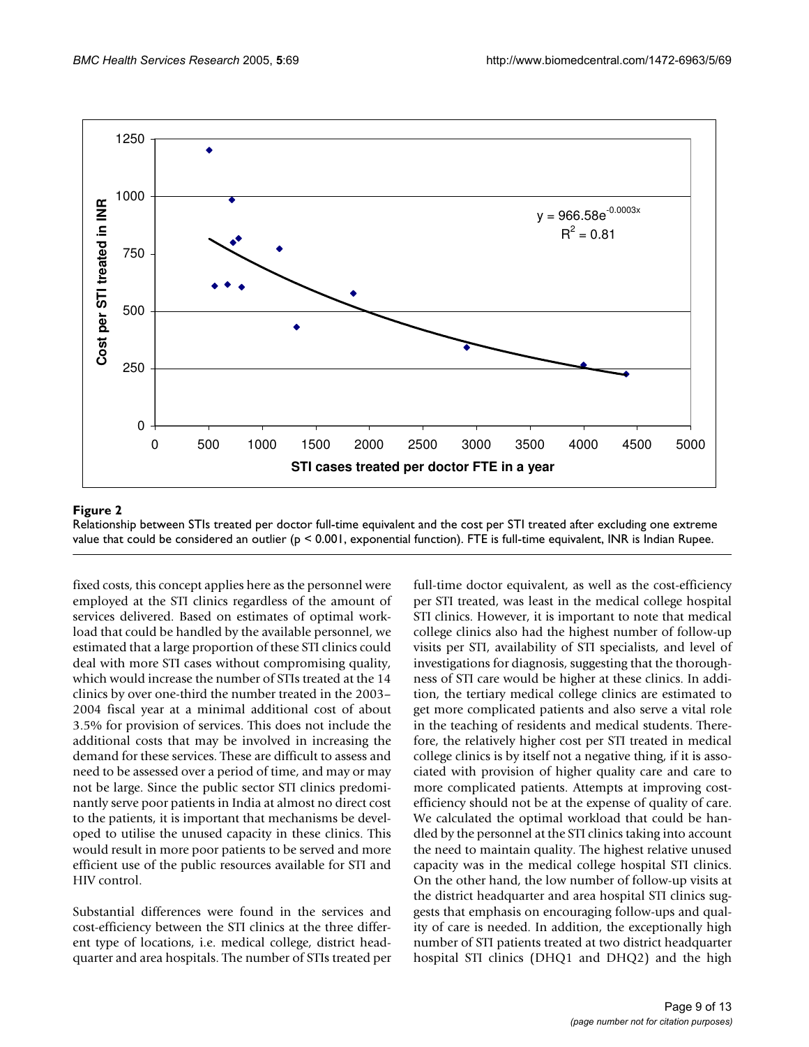**Figure 2**

Relationship between STIs treated per doctor full-time equivalent and the cost per STI treated after excluding one extreme value that could be considered an outlier ($p < 0.001$, exponential function). FTE is full-time equivalent, INR is Indian Rupee.

fixed costs, this concept applies here as the personnel were employed at the STI clinics regardless of the amount of services delivered. Based on estimates of optimal workload that could be handled by the available personnel, we estimated that a large proportion of these STI clinics could deal with more STI cases without compromising quality, which would increase the number of STIs treated at the 14 clinics by over one-third the number treated in the 2003–2004 fiscal year at a minimal additional cost of about 3.5% for provision of services. This does not include the additional costs that may be involved in increasing the demand for these services. These are difficult to assess and need to be assessed over a period of time, and may or may not be large. Since the public sector STI clinics predominantly serve poor patients in India at almost no direct cost to the patients, it is important that mechanisms be developed to utilise the unused capacity in these clinics. This would result in more poor patients to be served and more efficient use of the public resources available for STI and HIV control.

Substantial differences were found in the services and cost-efficiency between the STI clinics at the three different type of locations, i.e. medical college, district headquarter and area hospitals. The number of STIs treated per full-time doctor equivalent, as well as the cost-efficiency per STI treated, was least in the medical college hospital STI clinics. However, it is important to note that medical college clinics also had the highest number of follow-up visits per STI, availability of STI specialists, and level of investigations for diagnosis, suggesting that the thoroughness of STI care would be higher at these clinics. In addition, the tertiary medical college clinics are estimated to get more complicated patients and also serve a vital role in the teaching of residents and medical students. Therefore, the relatively higher cost per STI treated in medical college clinics is by itself not a negative thing, if it is associated with provision of higher quality care and care to more complicated patients. Attempts at improving cost-efficiency should not be at the expense of quality of care. We calculated the optimal workload that could be handled by the personnel at the STI clinics taking into account the need to maintain quality. The highest relative unused capacity was in the medical college hospital STI clinics. On the other hand, the low number of follow-up visits at the district headquarter and area hospital STI clinics suggests that emphasis on encouraging follow-ups and quality of care is needed. In addition, the exceptionally high number of STI patients treated at two district headquarter hospital STI clinics (DHQ1 and DHQ2) and the high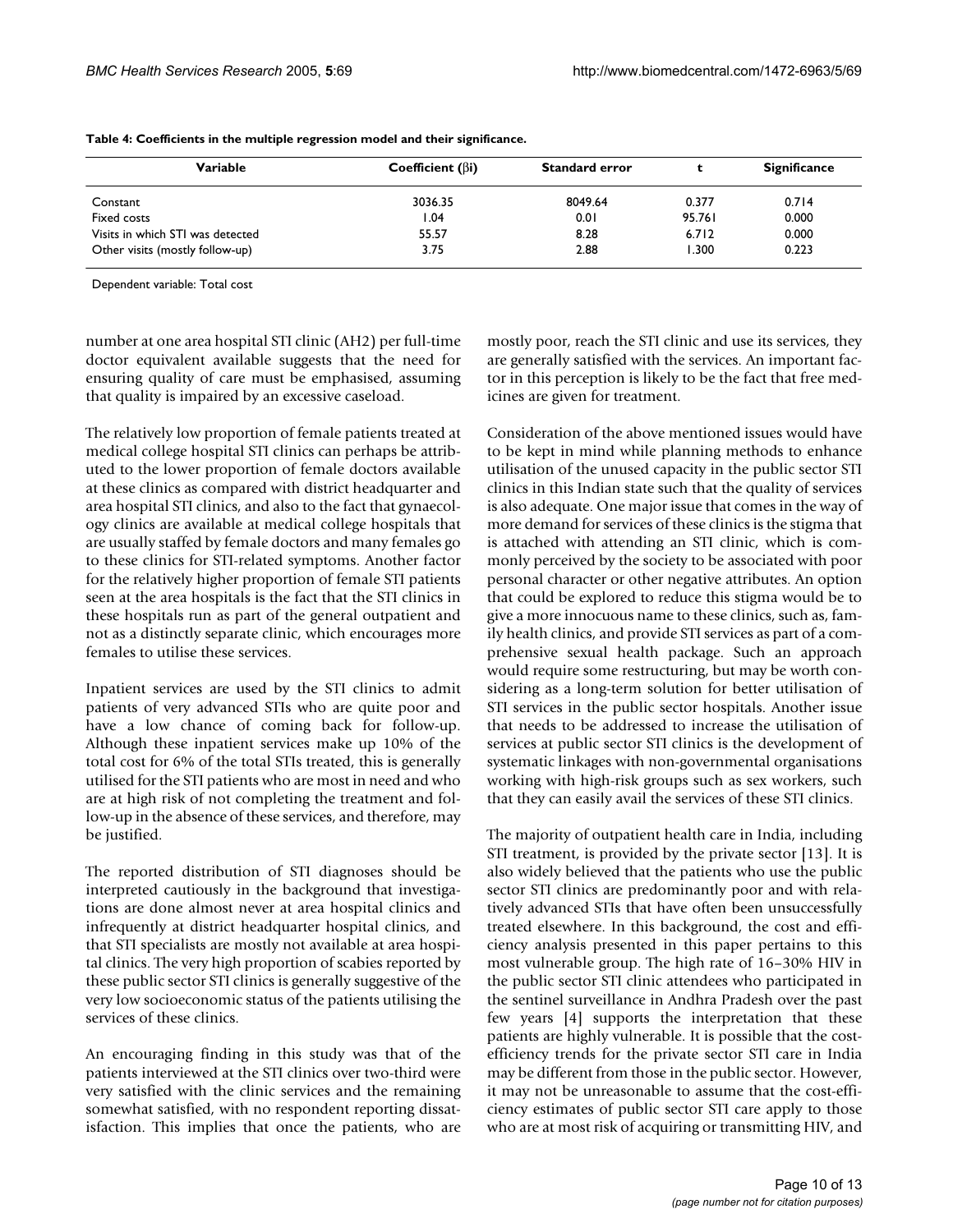**Table 4: Coefficients in the multiple regression model and their significance.**

| Variable | Coefficient (βi) | Standard error | t | Significance |
| --- | --- | --- | --- | --- |
| Constant | 3036.35 | 8049.64 | 0.377 | 0.714 |
| Fixed costs | 1.04 | 0.01 | 95.761 | 0.000 |
| Visits in which STI was detected | 55.57 | 8.28 | 6.712 | 0.000 |
| Other visits (mostly follow-up) | 3.75 | 2.88 | 1.300 | 0.223 |

Dependent variable: Total cost

number at one area hospital STI clinic (AH2) per full-time doctor equivalent available suggests that the need for ensuring quality of care must be emphasised, assuming that quality is impaired by an excessive caseload.

The relatively low proportion of female patients treated at medical college hospital STI clinics can perhaps be attributed to the lower proportion of female doctors available at these clinics as compared with district headquarter and area hospital STI clinics, and also to the fact that gynaecology clinics are available at medical college hospitals that are usually staffed by female doctors and many females go to these clinics for STI-related symptoms. Another factor for the relatively higher proportion of female STI patients seen at the area hospitals is the fact that the STI clinics in these hospitals run as part of the general outpatient and not as a distinctly separate clinic, which encourages more females to utilise these services.

Inpatient services are used by the STI clinics to admit patients of very advanced STIs who are quite poor and have a low chance of coming back for follow-up. Although these inpatient services make up 10% of the total cost for 6% of the total STIs treated, this is generally utilised for the STI patients who are most in need and who are at high risk of not completing the treatment and follow-up in the absence of these services, and therefore, may be justified.

The reported distribution of STI diagnoses should be interpreted cautiously in the background that investigations are done almost never at area hospital clinics and infrequently at district headquarter hospital clinics, and that STI specialists are mostly not available at area hospital clinics. The very high proportion of scabies reported by these public sector STI clinics is generally suggestive of the very low socioeconomic status of the patients utilising the services of these clinics.

An encouraging finding in this study was that of the patients interviewed at the STI clinics over two-third were very satisfied with the clinic services and the remaining somewhat satisfied, with no respondent reporting dissatisfaction. This implies that once the patients, who are mostly poor, reach the STI clinic and use its services, they are generally satisfied with the services. An important factor in this perception is likely to be the fact that free medicines are given for treatment.

Consideration of the above mentioned issues would have to be kept in mind while planning methods to enhance utilisation of the unused capacity in the public sector STI clinics in this Indian state such that the quality of services is also adequate. One major issue that comes in the way of more demand for services of these clinics is the stigma that is attached with attending an STI clinic, which is commonly perceived by the society to be associated with poor personal character or other negative attributes. An option that could be explored to reduce this stigma would be to give a more innocuous name to these clinics, such as, family health clinics, and provide STI services as part of a comprehensive sexual health package. Such an approach would require some restructuring, but may be worth considering as a long-term solution for better utilisation of STI services in the public sector hospitals. Another issue that needs to be addressed to increase the utilisation of services at public sector STI clinics is the development of systematic linkages with non-governmental organisations working with high-risk groups such as sex workers, such that they can easily avail the services of these STI clinics.

The majority of outpatient health care in India, including STI treatment, is provided by the private sector [13]. It is also widely believed that the patients who use the public sector STI clinics are predominantly poor and with relatively advanced STIs that have often been unsuccessfully treated elsewhere. In this background, the cost and efficiency analysis presented in this paper pertains to this most vulnerable group. The high rate of 16–30% HIV in the public sector STI clinic attendees who participated in the sentinel surveillance in Andhra Pradesh over the past few years [4] supports the interpretation that these patients are highly vulnerable. It is possible that the cost-efficiency trends for the private sector STI care in India may be different from those in the public sector. However, it may not be unreasonable to assume that the cost-efficiency estimates of public sector STI care apply to those who are at most risk of acquiring or transmitting HIV, and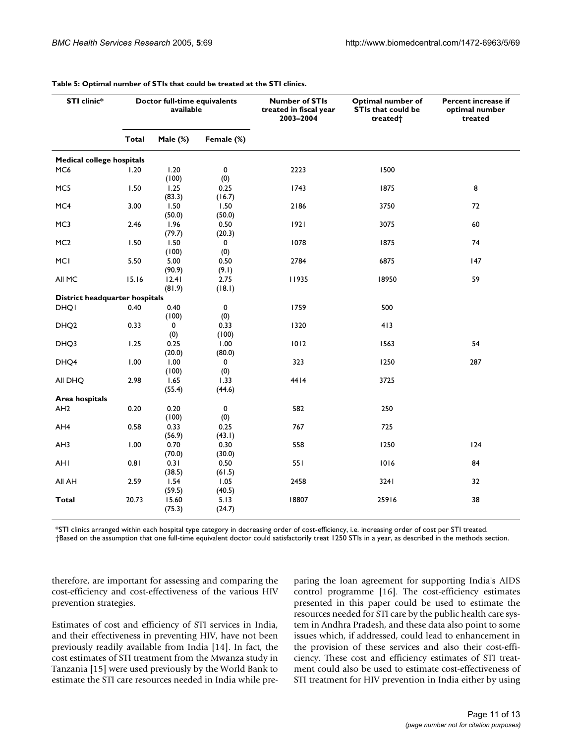**Table 5: Optimal number of STIs that could be treated at the STI clinics.**

| STI clinic* | Doctor full-time equivalents available | | | Number of STIs treated in fiscal year 2003–2004 | Optimal number of STIs that could be treated† | Percent increase if optimal number treated |
|---|---|---|---|---|---|---|
| | Total | Male (%) | Female (%) | | | |
| **Medical college hospitals** | | | | | | |
| MC6 | 1.20 | 1.20 (100) | 0 (0) | 2223 | 1500 | |
| MC5 | 1.50 | 1.25 (83.3) | 0.25 (16.7) | 1743 | 1875 | 8 |
| MC4 | 3.00 | 1.50 (50.0) | 1.50 (50.0) | 2186 | 3750 | 72 |
| MC3 | 2.46 | 1.96 (79.7) | 0.50 (20.3) | 1921 | 3075 | 60 |
| MC2 | 1.50 | 1.50 (100) | 0 (0) | 1078 | 1875 | 74 |
| MC1 | 5.50 | 5.00 (90.9) | 0.50 (9.1) | 2784 | 6875 | 147 |
| All MC | 15.16 | 12.41 (81.9) | 2.75 (18.1) | 11935 | 18950 | 59 |
| **District headquarter hospitals** | | | | | | |
| DHQ1 | 0.40 | 0.40 (100) | 0 (0) | 1759 | 500 | |
| DHQ2 | 0.33 | 0 (0) | 0.33 (100) | 1320 | 413 | |
| DHQ3 | 1.25 | 0.25 (20.0) | 1.00 (80.0) | 1012 | 1563 | 54 |
| DHQ4 | 1.00 | 1.00 (100) | 0 (0) | 323 | 1250 | 287 |
| All DHQ | 2.98 | 1.65 (55.4) | 1.33 (44.6) | 4414 | 3725 | |
| **Area hospitals** | | | | | | |
| AH2 | 0.20 | 0.20 (100) | 0 (0) | 582 | 250 | |
| AH4 | 0.58 | 0.33 (56.9) | 0.25 (43.1) | 767 | 725 | |
| AH3 | 1.00 | 0.70 (70.0) | 0.30 (30.0) | 558 | 1250 | 124 |
| AH1 | 0.81 | 0.31 (38.5) | 0.50 (61.5) | 551 | 1016 | 84 |
| All AH | 2.59 | 1.54 (59.5) | 1.05 (40.5) | 2458 | 3241 | 32 |
| **Total** | 20.73 | 15.60 (75.3) | 5.13 (24.7) | 18807 | 25916 | 38 |

*STI clinics arranged within each hospital type category in decreasing order of cost-efficiency, i.e. increasing order of cost per STI treated.
†Based on the assumption that one full-time equivalent doctor could satisfactorily treat 1250 STIs in a year, as described in the methods section.

therefore, are important for assessing and comparing the cost-efficiency and cost-effectiveness of the various HIV prevention strategies.

Estimates of cost and efficiency of STI services in India, and their effectiveness in preventing HIV, have not been previously readily available from India [14]. In fact, the cost estimates of STI treatment from the Mwanza study in Tanzania [15] were used previously by the World Bank to estimate the STI care resources needed in India while preparing the loan agreement for supporting India's AIDS control programme [16]. The cost-efficiency estimates presented in this paper could be used to estimate the resources needed for STI care by the public health care system in Andhra Pradesh, and these data also point to some issues which, if addressed, could lead to enhancement in the provision of these services and also their cost-efficiency. These cost and efficiency estimates of STI treatment could also be used to estimate cost-effectiveness of STI treatment for HIV prevention in India either by using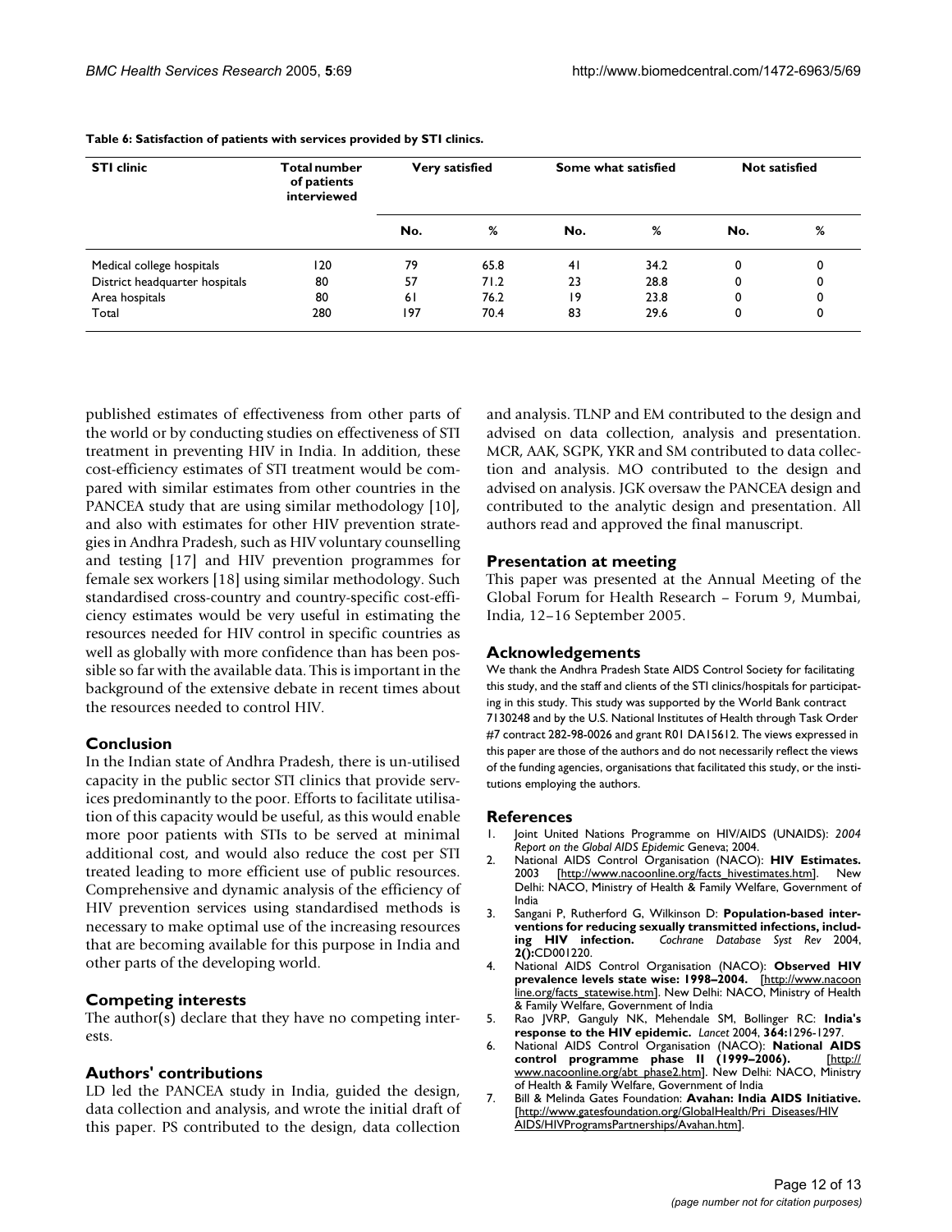**Table 6: Satisfaction of patients with services provided by STI clinics.**

| STI clinic | Total number of patients interviewed | Very satisfied | | Some what satisfied | | Not satisfied | |
|---|---|---|---|---|---|---|---|
| | | No. | % | No. | % | No. | % |
| Medical college hospitals | 120 | 79 | 65.8 | 41 | 34.2 | 0 | 0 |
| District headquarter hospitals | 80 | 57 | 71.2 | 23 | 28.8 | 0 | 0 |
| Area hospitals | 80 | 61 | 76.2 | 19 | 23.8 | 0 | 0 |
| Total | 280 | 197 | 70.4 | 83 | 29.6 | 0 | 0 |

published estimates of effectiveness from other parts of the world or by conducting studies on effectiveness of STI treatment in preventing HIV in India. In addition, these cost-efficiency estimates of STI treatment would be compared with similar estimates from other countries in the PANCEA study that are using similar methodology [10], and also with estimates for other HIV prevention strategies in Andhra Pradesh, such as HIV voluntary counselling and testing [17] and HIV prevention programmes for female sex workers [18] using similar methodology. Such standardised cross-country and country-specific cost-efficiency estimates would be very useful in estimating the resources needed for HIV control in specific countries as well as globally with more confidence than has been possible so far with the available data. This is important in the background of the extensive debate in recent times about the resources needed to control HIV.

## Conclusion

In the Indian state of Andhra Pradesh, there is un-utilised capacity in the public sector STI clinics that provide services predominantly to the poor. Efforts to facilitate utilisation of this capacity would be useful, as this would enable more poor patients with STIs to be served at minimal additional cost, and would also reduce the cost per STI treated leading to more efficient use of public resources. Comprehensive and dynamic analysis of the efficiency of HIV prevention services using standardised methods is necessary to make optimal use of the increasing resources that are becoming available for this purpose in India and other parts of the developing world.

## Competing interests

The author(s) declare that they have no competing interests.

## Authors' contributions

LD led the PANCEA study in India, guided the design, data collection and analysis, and wrote the initial draft of this paper. PS contributed to the design, data collection and analysis. TLNP and EM contributed to the design and advised on data collection, analysis and presentation. MCR, AAK, SGPK, YKR and SM contributed to data collection and analysis. MO contributed to the design and advised on analysis. JGK oversaw the PANCEA design and contributed to the analytic design and presentation. All authors read and approved the final manuscript.

## Presentation at meeting

This paper was presented at the Annual Meeting of the Global Forum for Health Research – Forum 9, Mumbai, India, 12–16 September 2005.

## Acknowledgements

We thank the Andhra Pradesh State AIDS Control Society for facilitating this study, and the staff and clients of the STI clinics/hospitals for participating in this study. This study was supported by the World Bank contract 7130248 and by the U.S. National Institutes of Health through Task Order #7 contract 282-98-0026 and grant R01 DA15612. The views expressed in this paper are those of the authors and do not necessarily reflect the views of the funding agencies, organisations that facilitated this study, or the institutions employing the authors.

## References

1. Joint United Nations Programme on HIV/AIDS (UNAIDS): *2004 Report on the Global AIDS Epidemic* Geneva; 2004.
2. National AIDS Control Organisation (NACO): **HIV Estimates.** 2003 [http://www.nacoonline.org/facts_hivestimates.htm]. New Delhi: NACO, Ministry of Health & Family Welfare, Government of India
3. Sangani P, Rutherford G, Wilkinson D: **Population-based interventions for reducing sexually transmitted infections, including HIV infection.** *Cochrane Database Syst Rev* 2004, **2():**CD001220.
4. National AIDS Control Organisation (NACO): **Observed HIV prevalence levels state wise: 1998–2004.** [http://www.nacoonline.org/facts_statewise.htm]. New Delhi: NACO, Ministry of Health & Family Welfare, Government of India
5. Rao JVRP, Ganguly NK, Mehendale SM, Bollinger RC: **India's response to the HIV epidemic.** *Lancet* 2004, **364:**1296-1297.
6. National AIDS Control Organisation (NACO): **National AIDS control programme phase II (1999–2006).** [http://www.nacoonline.org/abt_phase2.htm]. New Delhi: NACO, Ministry of Health & Family Welfare, Government of India
7. Bill & Melinda Gates Foundation: **Avahan: India AIDS Initiative.** [http://www.gatesfoundation.org/GlobalHealth/Pri_Diseases/HIVAIDS/HIVProgramsPartnerships/Avahan.htm].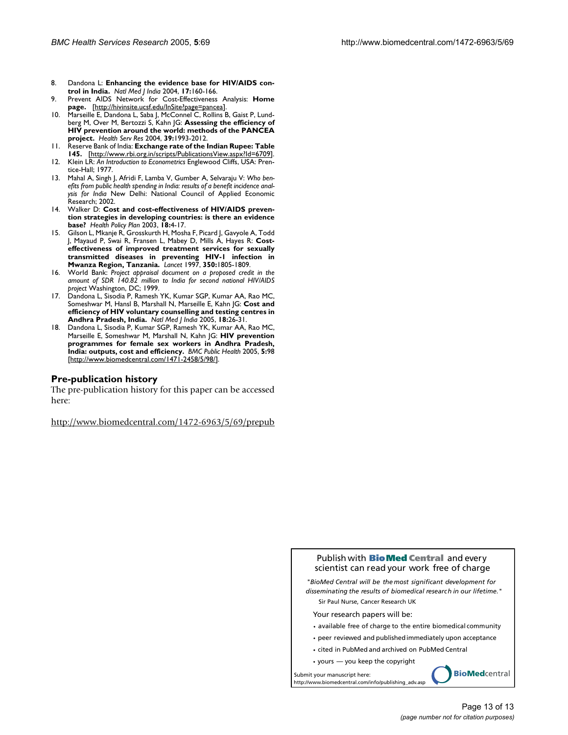8. Dandona L: **Enhancing the evidence base for HIV/AIDS control in India.** *Natl Med J India* 2004, **17:**160-166.
9. Prevent AIDS Network for Cost-Effectiveness Analysis: **Home page.** [http://hivinsite.ucsf.edu/InSite?page=pancea].
10. Marseille E, Dandona L, Saba J, McConnel C, Rollins B, Gaist P, Lundberg M, Over M, Bertozzi S, Kahn JG: **Assessing the efficiency of HIV prevention around the world: methods of the PANCEA project.** *Health Serv Res* 2004, **39:**1993-2012.
11. Reserve Bank of India: **Exchange rate of the Indian Rupee: Table 145.** [http://www.rbi.org.in/scripts/PublicationsView.aspx?Id=6709].
12. Klein LR: *An Introduction to Econometrics* Englewood Cliffs, USA: Prentice-Hall; 1977.
13. Mahal A, Singh J, Afridi F, Lamba V, Gumber A, Selvaraju V: *Who benefits from public health spending in India: results of a benefit incidence analysis for India* New Delhi: National Council of Applied Economic Research; 2002.
14. Walker D: **Cost and cost-effectiveness of HIV/AIDS prevention strategies in developing countries: is there an evidence base?** *Health Policy Plan* 2003, **18:**4-17.
15. Gilson L, Mkanje R, Grosskurth H, Mosha F, Picard J, Gavyole A, Todd J, Mayaud P, Swai R, Fransen L, Mabey D, Mills A, Hayes R: **Cost-effectiveness of improved treatment services for sexually transmitted diseases in preventing HIV-1 infection in Mwanza Region, Tanzania.** *Lancet* 1997, **350:**1805-1809.
16. World Bank: *Project appraisal document on a proposed credit in the amount of SDR 140.82 million to India for second national HIV/AIDS project* Washington, DC; 1999.
17. Dandona L, Sisodia P, Ramesh YK, Kumar SGP, Kumar AA, Rao MC, Someshwar M, Hansl B, Marshall N, Marseille E, Kahn JG: **Cost and efficiency of HIV voluntary counselling and testing centres in Andhra Pradesh, India.** *Natl Med J India* 2005, **18:**26-31.
18. Dandona L, Sisodia P, Kumar SGP, Ramesh YK, Kumar AA, Rao MC, Marseille E, Someshwar M, Marshall N, Kahn JG: **HIV prevention programmes for female sex workers in Andhra Pradesh, India: outputs, cost and efficiency.** *BMC Public Health* 2005, **5:**98 [http://www.biomedcentral.com/1471-2458/5/98/].

## Pre-publication history

The pre-publication history for this paper can be accessed here:

http://www.biomedcentral.com/1472-6963/5/69/prepub

Publish with **BioMed Central** and every scientist can read your work free of charge

*"BioMed Central will be the most significant development for disseminating the results of biomedical research in our lifetime."*

Sir Paul Nurse, Cancer Research UK

Your research papers will be:

- available free of charge to the entire biomedical community
- peer reviewed and published immediately upon acceptance
- cited in PubMed and archived on PubMed Central
- yours — you keep the copyright

Submit your manuscript here:
http://www.biomedcentral.com/info/publishing_adv.asp

BioMedcentral